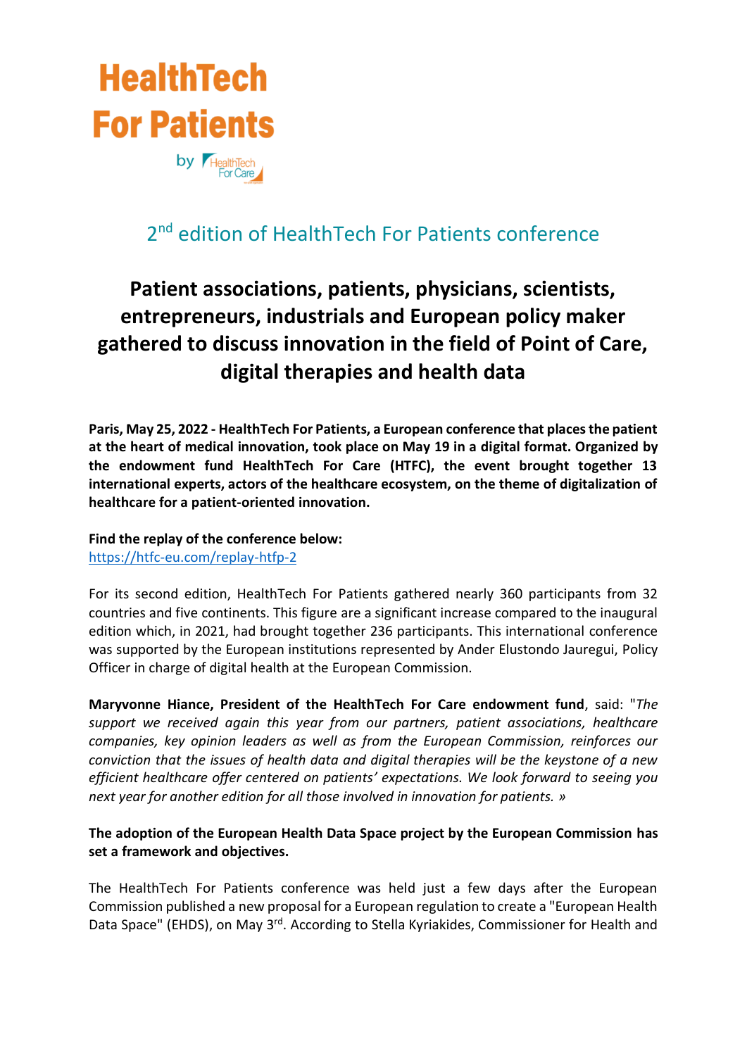# HealthTech For Patients

by HealthTech For Care

## 2nd edition of HealthTech For Patients conference

# Patient associations, patients, physicians, scientists, entrepreneurs, industrials and European policy maker gathered to discuss innovation in the field of Point of Care, digital therapies and health data

**Paris, May 25, 2022 - HealthTech For Patients, a European conference that places the patient at the heart of medical innovation, took place on May 19 in a digital format. Organized by the endowment fund HealthTech For Care (HTFC), the event brought together 13 international experts, actors of the healthcare ecosystem, on the theme of digitalization of healthcare for a patient-oriented innovation.**

**Find the replay of the conference below:**
https://htfc-eu.com/replay-htfp-2

For its second edition, HealthTech For Patients gathered nearly 360 participants from 32 countries and five continents. This figure are a significant increase compared to the inaugural edition which, in 2021, had brought together 236 participants. This international conference was supported by the European institutions represented by Ander Elustondo Jauregui, Policy Officer in charge of digital health at the European Commission.

**Maryvonne Hiance, President of the HealthTech For Care endowment fund**, said: "*The support we received again this year from our partners, patient associations, healthcare companies, key opinion leaders as well as from the European Commission, reinforces our conviction that the issues of health data and digital therapies will be the keystone of a new efficient healthcare offer centered on patients' expectations. We look forward to seeing you next year for another edition for all those involved in innovation for patients. »*

**The adoption of the European Health Data Space project by the European Commission has set a framework and objectives.**

The HealthTech For Patients conference was held just a few days after the European Commission published a new proposal for a European regulation to create a "European Health Data Space" (EHDS), on May 3rd. According to Stella Kyriakides, Commissioner for Health and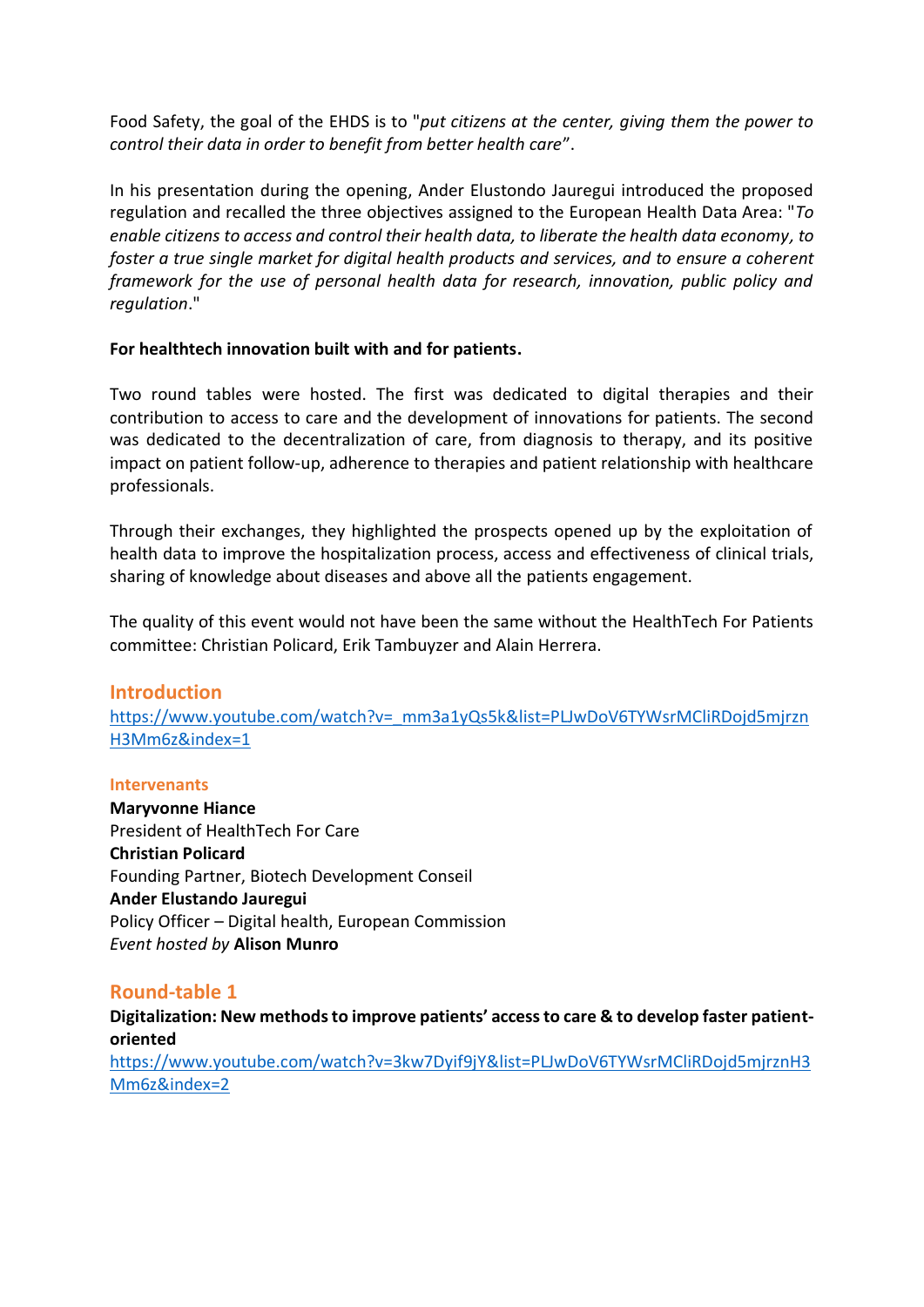Food Safety, the goal of the EHDS is to "*put citizens at the center, giving them the power to control their data in order to benefit from better health care*".

In his presentation during the opening, Ander Elustondo Jauregui introduced the proposed regulation and recalled the three objectives assigned to the European Health Data Area: "*To enable citizens to access and control their health data, to liberate the health data economy, to foster a true single market for digital health products and services, and to ensure a coherent framework for the use of personal health data for research, innovation, public policy and regulation*."

**For healthtech innovation built with and for patients.**

Two round tables were hosted. The first was dedicated to digital therapies and their contribution to access to care and the development of innovations for patients. The second was dedicated to the decentralization of care, from diagnosis to therapy, and its positive impact on patient follow-up, adherence to therapies and patient relationship with healthcare professionals.

Through their exchanges, they highlighted the prospects opened up by the exploitation of health data to improve the hospitalization process, access and effectiveness of clinical trials, sharing of knowledge about diseases and above all the patients engagement.

The quality of this event would not have been the same without the HealthTech For Patients committee: Christian Policard, Erik Tambuyzer and Alain Herrera.

## Introduction

https://www.youtube.com/watch?v=_mm3a1yQs5k&list=PLJwDoV6TYWsrMCliRDojd5mjrznH3Mm6z&index=1

#### Intervenants

**Maryvonne Hiance**
President of HealthTech For Care
**Christian Policard**
Founding Partner, Biotech Development Conseil
**Ander Elustando Jauregui**
Policy Officer – Digital health, European Commission
*Event hosted by* **Alison Munro**

## Round-table 1

**Digitalization: New methods to improve patients' access to care & to develop faster patient-oriented**

https://www.youtube.com/watch?v=3kw7Dyif9jY&list=PLJwDoV6TYWsrMCliRDojd5mjrznH3Mm6z&index=2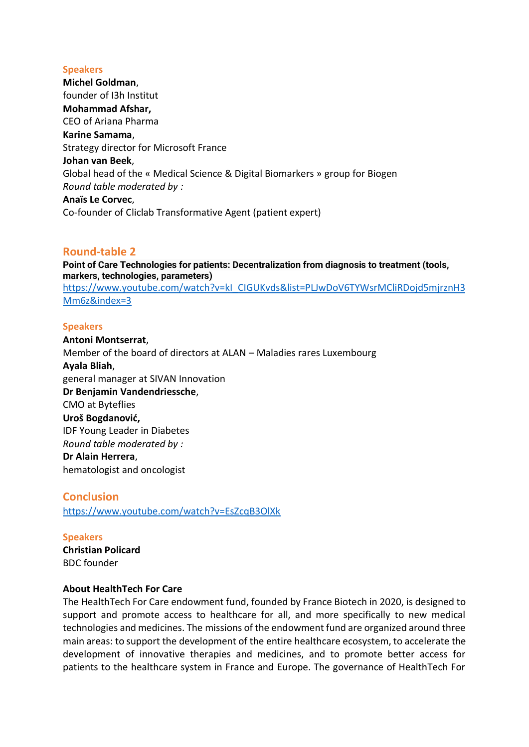**Speakers**

**Michel Goldman**,
founder of I3h Institut

**Mohammad Afshar,**
CEO of Ariana Pharma

**Karine Samama**,
Strategy director for Microsoft France

**Johan van Beek**,
Global head of the « Medical Science & Digital Biomarkers » group for Biogen

*Round table moderated by :*

**Anaïs Le Corvec**,
Co-founder of Cliclab Transformative Agent (patient expert)

## Round-table 2

**Point of Care Technologies for patients: Decentralization from diagnosis to treatment (tools, markers, technologies, parameters)**

https://www.youtube.com/watch?v=kI_CIGUKvds&list=PLJwDoV6TYWsrMCliRDojd5mjrznH3Mm6z&index=3

**Speakers**

**Antoni Montserrat**,
Member of the board of directors at ALAN – Maladies rares Luxembourg

**Ayala Bliah**,
general manager at SIVAN Innovation

**Dr Benjamin Vandendriessche**,
CMO at Byteflies

**Uroš Bogdanović,**
IDF Young Leader in Diabetes

*Round table moderated by :*

**Dr Alain Herrera**,
hematologist and oncologist

## Conclusion

https://www.youtube.com/watch?v=EsZcqB3OlXk

**Speakers**

**Christian Policard**
BDC founder

**About HealthTech For Care**

The HealthTech For Care endowment fund, founded by France Biotech in 2020, is designed to support and promote access to healthcare for all, and more specifically to new medical technologies and medicines. The missions of the endowment fund are organized around three main areas: to support the development of the entire healthcare ecosystem, to accelerate the development of innovative therapies and medicines, and to promote better access for patients to the healthcare system in France and Europe. The governance of HealthTech For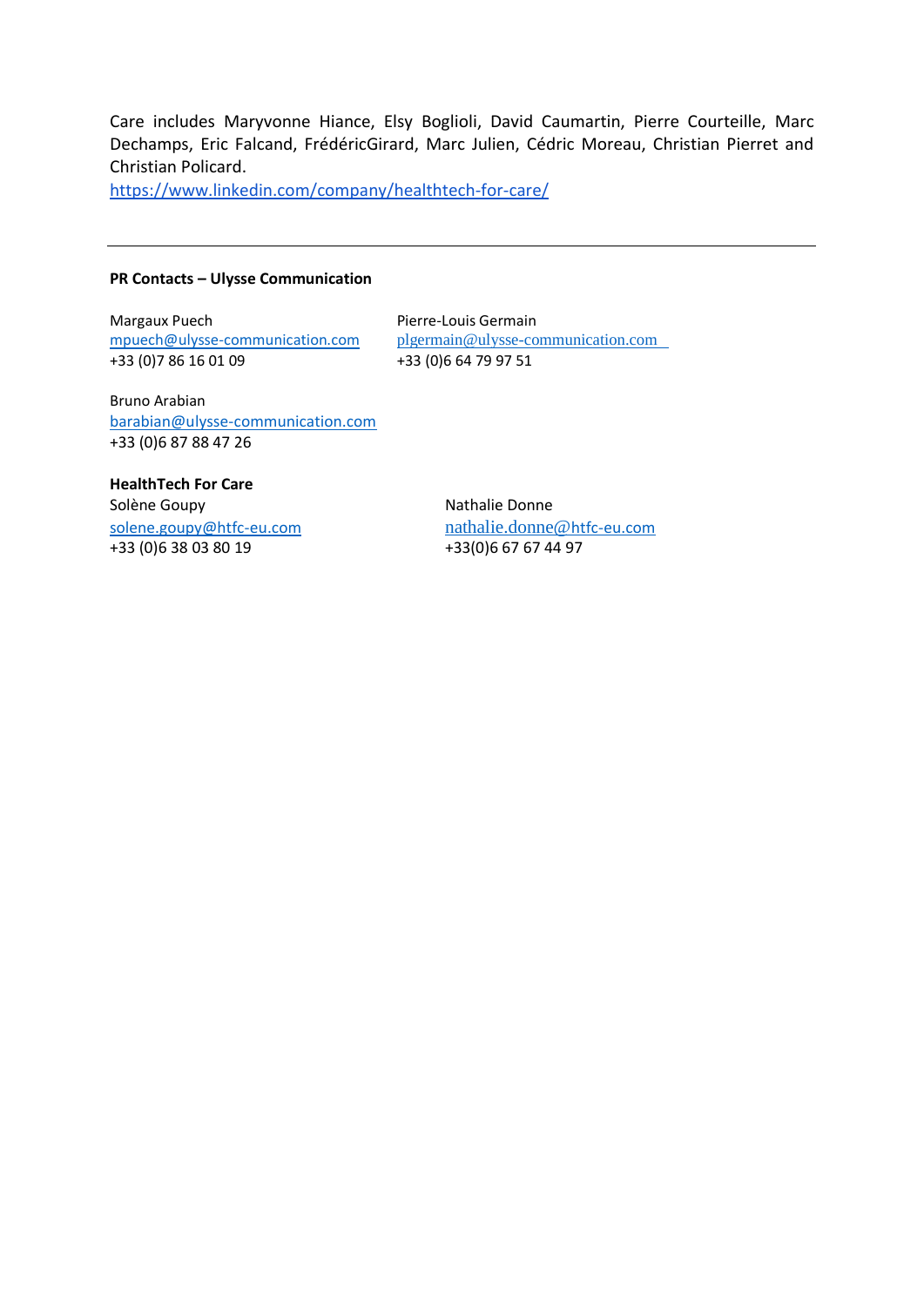Care includes Maryvonne Hiance, Elsy Boglioli, David Caumartin, Pierre Courteille, Marc Dechamps, Eric Falcand, FrédéricGirard, Marc Julien, Cédric Moreau, Christian Pierret and Christian Policard.
https://www.linkedin.com/company/healthtech-for-care/

---

**PR Contacts – Ulysse Communication**

Margaux Puech
mpuech@ulysse-communication.com
+33 (0)7 86 16 01 09

Pierre-Louis Germain
plgermain@ulysse-communication.com
+33 (0)6 64 79 97 51

Bruno Arabian
barabian@ulysse-communication.com
+33 (0)6 87 88 47 26

**HealthTech For Care**

Solène Goupy
solene.goupy@htfc-eu.com
+33 (0)6 38 03 80 19

Nathalie Donne
nathalie.donne@htfc-eu.com
+33(0)6 67 67 44 97